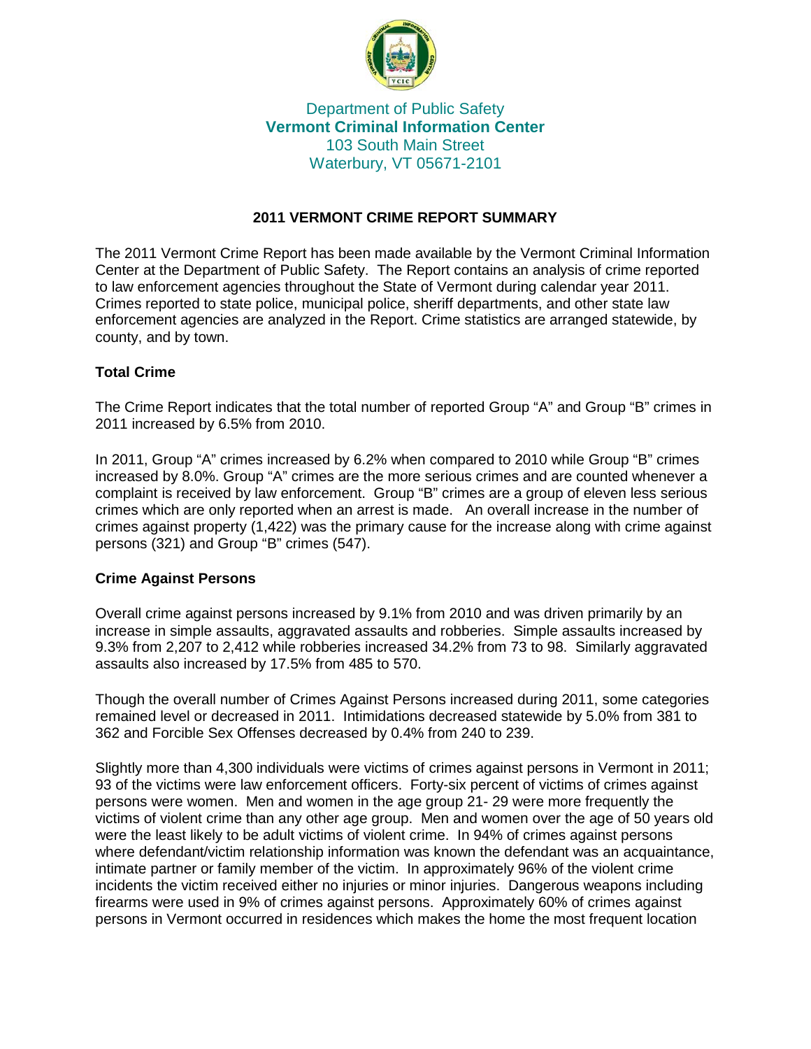Department of Public Safety
**Vermont Criminal Information Center**
103 South Main Street
Waterbury, VT 05671-2101

## 2011 VERMONT CRIME REPORT SUMMARY

The 2011 Vermont Crime Report has been made available by the Vermont Criminal Information Center at the Department of Public Safety. The Report contains an analysis of crime reported to law enforcement agencies throughout the State of Vermont during calendar year 2011. Crimes reported to state police, municipal police, sheriff departments, and other state law enforcement agencies are analyzed in the Report. Crime statistics are arranged statewide, by county, and by town.

### Total Crime

The Crime Report indicates that the total number of reported Group "A" and Group "B" crimes in 2011 increased by 6.5% from 2010.

In 2011, Group "A" crimes increased by 6.2% when compared to 2010 while Group "B" crimes increased by 8.0%. Group "A" crimes are the more serious crimes and are counted whenever a complaint is received by law enforcement. Group "B" crimes are a group of eleven less serious crimes which are only reported when an arrest is made. An overall increase in the number of crimes against property (1,422) was the primary cause for the increase along with crime against persons (321) and Group "B" crimes (547).

### Crime Against Persons

Overall crime against persons increased by 9.1% from 2010 and was driven primarily by an increase in simple assaults, aggravated assaults and robberies. Simple assaults increased by 9.3% from 2,207 to 2,412 while robberies increased 34.2% from 73 to 98. Similarly aggravated assaults also increased by 17.5% from 485 to 570.

Though the overall number of Crimes Against Persons increased during 2011, some categories remained level or decreased in 2011. Intimidations decreased statewide by 5.0% from 381 to 362 and Forcible Sex Offenses decreased by 0.4% from 240 to 239.

Slightly more than 4,300 individuals were victims of crimes against persons in Vermont in 2011; 93 of the victims were law enforcement officers. Forty-six percent of victims of crimes against persons were women. Men and women in the age group 21- 29 were more frequently the victims of violent crime than any other age group. Men and women over the age of 50 years old were the least likely to be adult victims of violent crime. In 94% of crimes against persons where defendant/victim relationship information was known the defendant was an acquaintance, intimate partner or family member of the victim. In approximately 96% of the violent crime incidents the victim received either no injuries or minor injuries. Dangerous weapons including firearms were used in 9% of crimes against persons. Approximately 60% of crimes against persons in Vermont occurred in residences which makes the home the most frequent location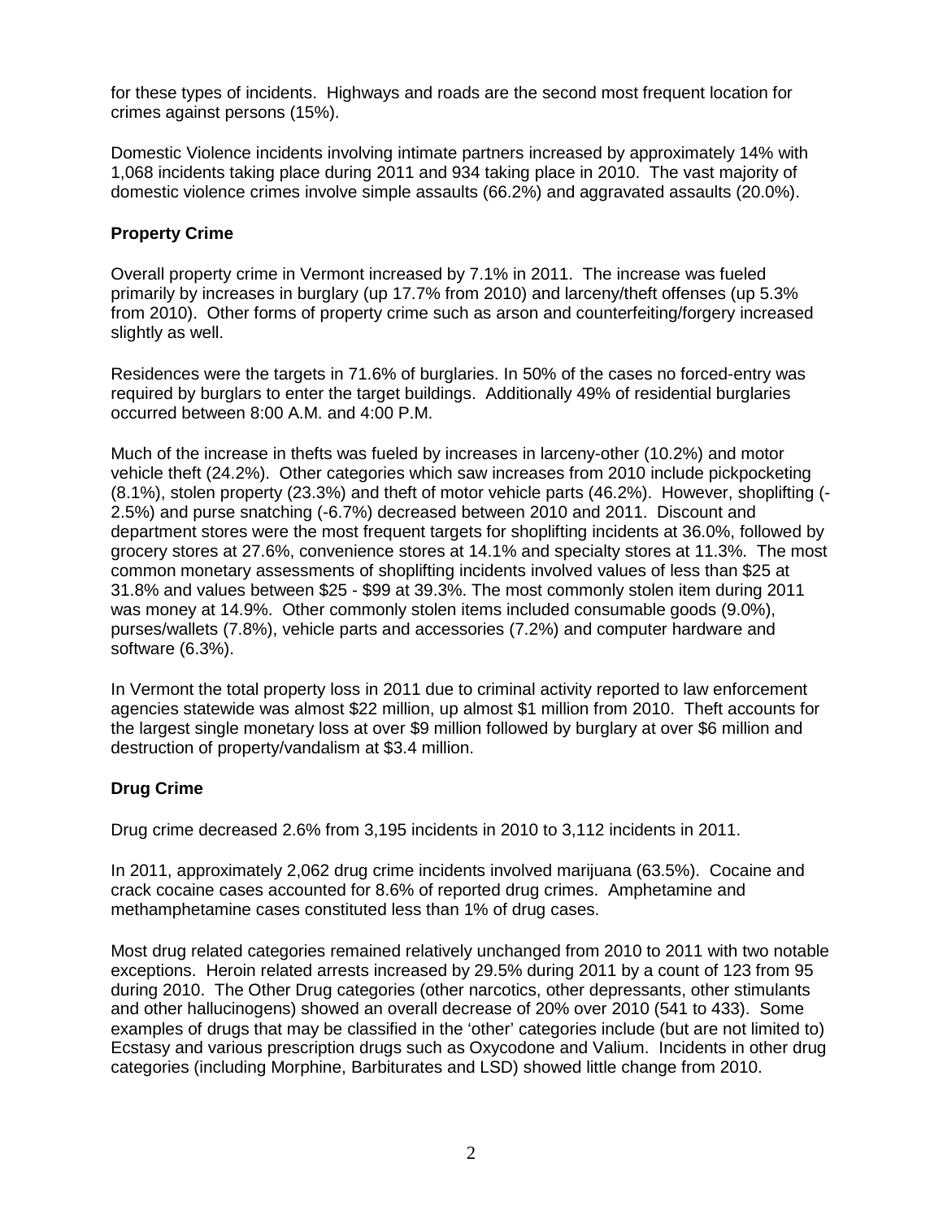for these types of incidents. Highways and roads are the second most frequent location for crimes against persons (15%).

Domestic Violence incidents involving intimate partners increased by approximately 14% with 1,068 incidents taking place during 2011 and 934 taking place in 2010. The vast majority of domestic violence crimes involve simple assaults (66.2%) and aggravated assaults (20.0%).

### Property Crime

Overall property crime in Vermont increased by 7.1% in 2011. The increase was fueled primarily by increases in burglary (up 17.7% from 2010) and larceny/theft offenses (up 5.3% from 2010). Other forms of property crime such as arson and counterfeiting/forgery increased slightly as well.

Residences were the targets in 71.6% of burglaries. In 50% of the cases no forced-entry was required by burglars to enter the target buildings. Additionally 49% of residential burglaries occurred between 8:00 A.M. and 4:00 P.M.

Much of the increase in thefts was fueled by increases in larceny-other (10.2%) and motor vehicle theft (24.2%). Other categories which saw increases from 2010 include pickpocketing (8.1%), stolen property (23.3%) and theft of motor vehicle parts (46.2%). However, shoplifting (-2.5%) and purse snatching (-6.7%) decreased between 2010 and 2011. Discount and department stores were the most frequent targets for shoplifting incidents at 36.0%, followed by grocery stores at 27.6%, convenience stores at 14.1% and specialty stores at 11.3%. The most common monetary assessments of shoplifting incidents involved values of less than $25 at 31.8% and values between $25 - $99 at 39.3%. The most commonly stolen item during 2011 was money at 14.9%. Other commonly stolen items included consumable goods (9.0%), purses/wallets (7.8%), vehicle parts and accessories (7.2%) and computer hardware and software (6.3%).

In Vermont the total property loss in 2011 due to criminal activity reported to law enforcement agencies statewide was almost $22 million, up almost $1 million from 2010. Theft accounts for the largest single monetary loss at over $9 million followed by burglary at over $6 million and destruction of property/vandalism at $3.4 million.

### Drug Crime

Drug crime decreased 2.6% from 3,195 incidents in 2010 to 3,112 incidents in 2011.

In 2011, approximately 2,062 drug crime incidents involved marijuana (63.5%). Cocaine and crack cocaine cases accounted for 8.6% of reported drug crimes. Amphetamine and methamphetamine cases constituted less than 1% of drug cases.

Most drug related categories remained relatively unchanged from 2010 to 2011 with two notable exceptions. Heroin related arrests increased by 29.5% during 2011 by a count of 123 from 95 during 2010. The Other Drug categories (other narcotics, other depressants, other stimulants and other hallucinogens) showed an overall decrease of 20% over 2010 (541 to 433). Some examples of drugs that may be classified in the 'other' categories include (but are not limited to) Ecstasy and various prescription drugs such as Oxycodone and Valium. Incidents in other drug categories (including Morphine, Barbiturates and LSD) showed little change from 2010.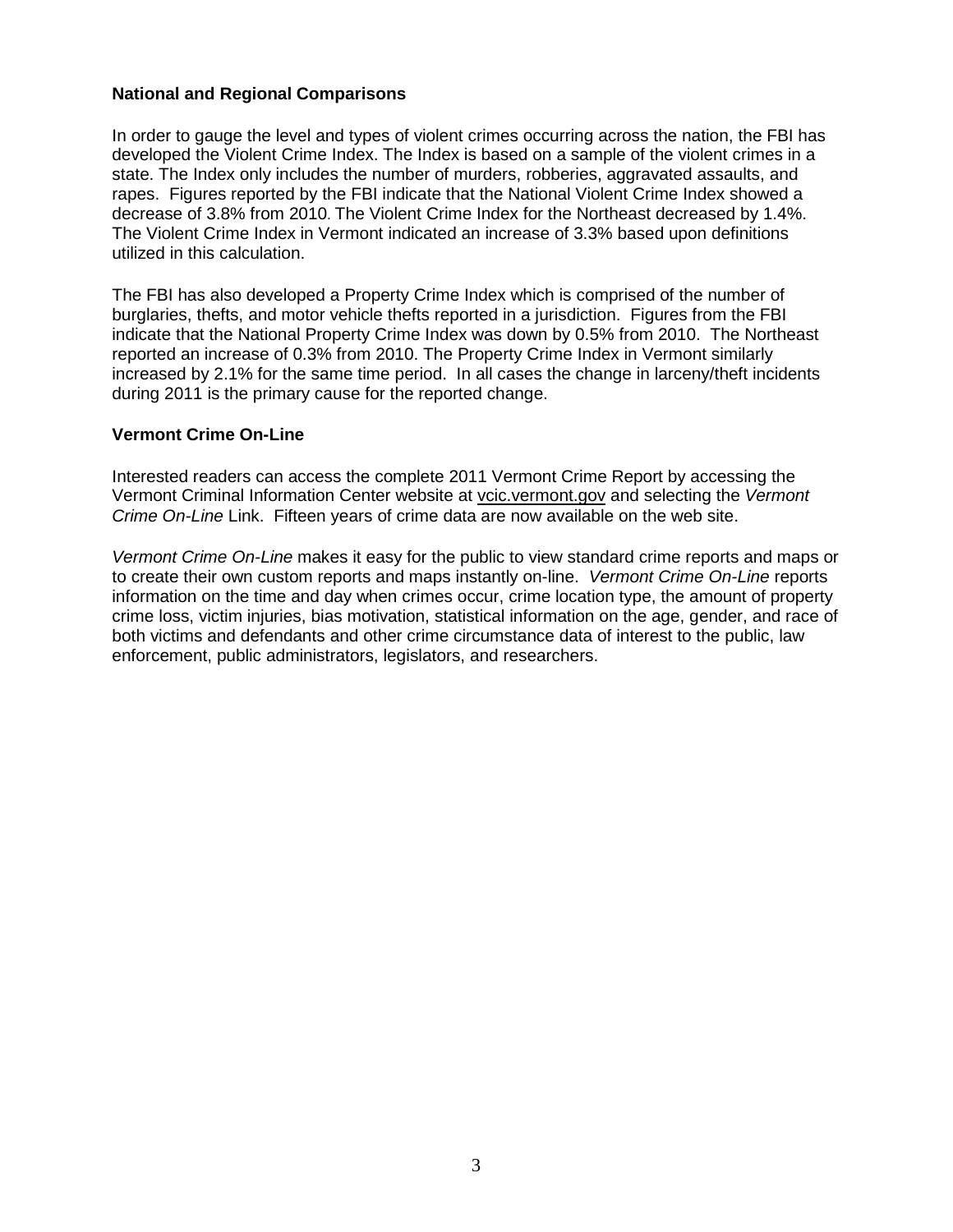**National and Regional Comparisons**

In order to gauge the level and types of violent crimes occurring across the nation, the FBI has developed the Violent Crime Index. The Index is based on a sample of the violent crimes in a state. The Index only includes the number of murders, robberies, aggravated assaults, and rapes. Figures reported by the FBI indicate that the National Violent Crime Index showed a decrease of 3.8% from 2010. The Violent Crime Index for the Northeast decreased by 1.4%. The Violent Crime Index in Vermont indicated an increase of 3.3% based upon definitions utilized in this calculation.

The FBI has also developed a Property Crime Index which is comprised of the number of burglaries, thefts, and motor vehicle thefts reported in a jurisdiction. Figures from the FBI indicate that the National Property Crime Index was down by 0.5% from 2010. The Northeast reported an increase of 0.3% from 2010. The Property Crime Index in Vermont similarly increased by 2.1% for the same time period. In all cases the change in larceny/theft incidents during 2011 is the primary cause for the reported change.

**Vermont Crime On-Line**

Interested readers can access the complete 2011 Vermont Crime Report by accessing the Vermont Criminal Information Center website at vcic.vermont.gov and selecting the *Vermont Crime On-Line* Link. Fifteen years of crime data are now available on the web site.

*Vermont Crime On-Line* makes it easy for the public to view standard crime reports and maps or to create their own custom reports and maps instantly on-line. *Vermont Crime On-Line* reports information on the time and day when crimes occur, crime location type, the amount of property crime loss, victim injuries, bias motivation, statistical information on the age, gender, and race of both victims and defendants and other crime circumstance data of interest to the public, law enforcement, public administrators, legislators, and researchers.